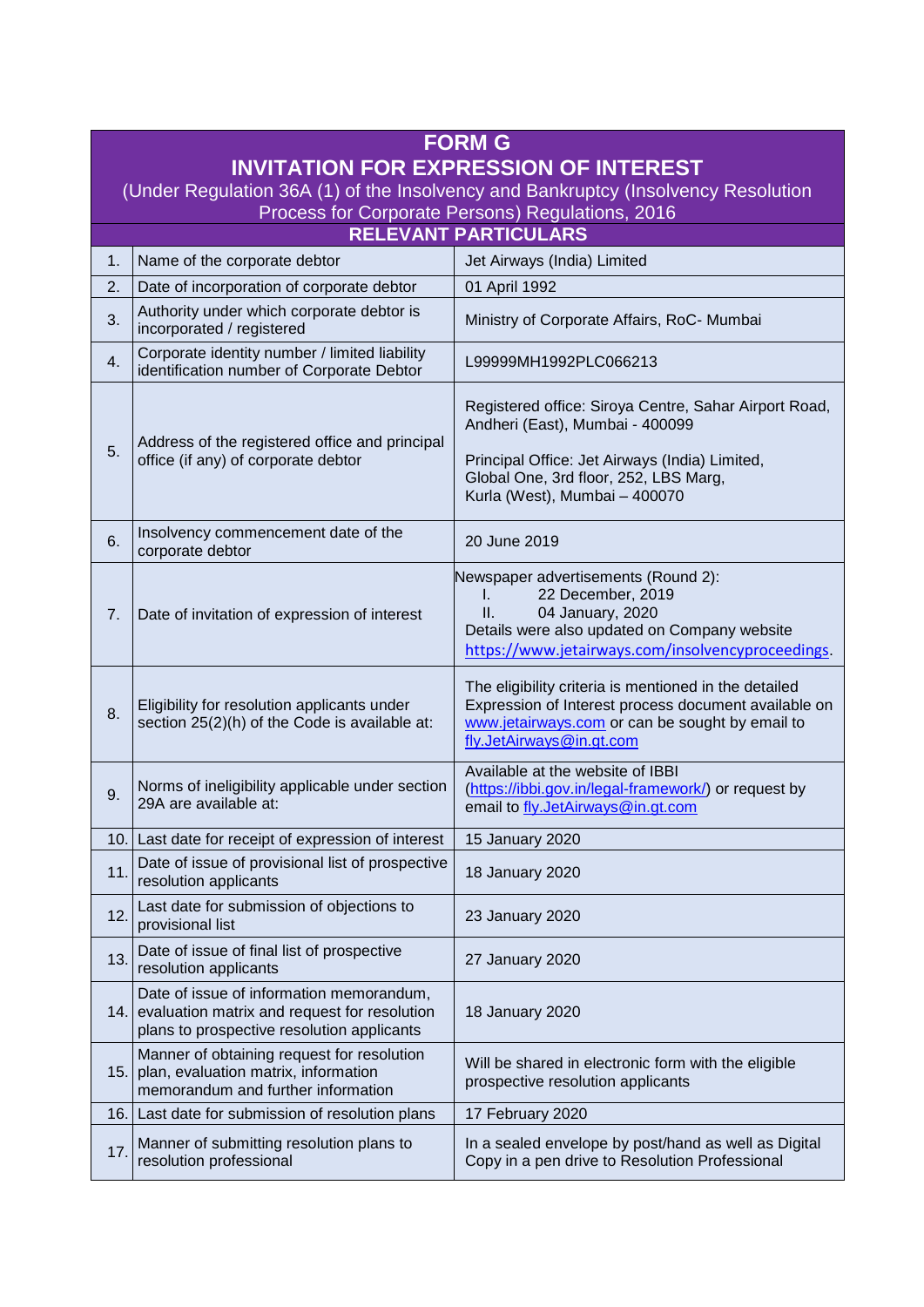# FORM G

## INVITATION FOR EXPRESSION OF INTEREST

(Under Regulation 36A (1) of the Insolvency and Bankruptcy (Insolvency Resolution Process for Corporate Persons) Regulations, 2016

### RELEVANT PARTICULARS

| | | |
|---|---|---|
| 1. | Name of the corporate debtor | Jet Airways (India) Limited |
| 2. | Date of incorporation of corporate debtor | 01 April 1992 |
| 3. | Authority under which corporate debtor is incorporated / registered | Ministry of Corporate Affairs, RoC- Mumbai |
| 4. | Corporate identity number / limited liability identification number of Corporate Debtor | L99999MH1992PLC066213 |
| 5. | Address of the registered office and principal office (if any) of corporate debtor | Registered office: Siroya Centre, Sahar Airport Road, Andheri (East), Mumbai - 400099<br><br>Principal Office: Jet Airways (India) Limited, Global One, 3rd floor, 252, LBS Marg, Kurla (West), Mumbai – 400070 |
| 6. | Insolvency commencement date of the corporate debtor | 20 June 2019 |
| 7. | Date of invitation of expression of interest | Newspaper advertisements (Round 2):<br>I. 22 December, 2019<br>II. 04 January, 2020<br>Details were also updated on Company website https://www.jetairways.com/insolvencyproceedings. |
| 8. | Eligibility for resolution applicants under section 25(2)(h) of the Code is available at: | The eligibility criteria is mentioned in the detailed Expression of Interest process document available on www.jetairways.com or can be sought by email to fly.JetAirways@in.gt.com |
| 9. | Norms of ineligibility applicable under section 29A are available at: | Available at the website of IBBI (https://ibbi.gov.in/legal-framework/) or request by email to fly.JetAirways@in.gt.com |
| 10. | Last date for receipt of expression of interest | 15 January 2020 |
| 11. | Date of issue of provisional list of prospective resolution applicants | 18 January 2020 |
| 12. | Last date for submission of objections to provisional list | 23 January 2020 |
| 13. | Date of issue of final list of prospective resolution applicants | 27 January 2020 |
| 14. | Date of issue of information memorandum, evaluation matrix and request for resolution plans to prospective resolution applicants | 18 January 2020 |
| 15. | Manner of obtaining request for resolution plan, evaluation matrix, information memorandum and further information | Will be shared in electronic form with the eligible prospective resolution applicants |
| 16. | Last date for submission of resolution plans | 17 February 2020 |
| 17. | Manner of submitting resolution plans to resolution professional | In a sealed envelope by post/hand as well as Digital Copy in a pen drive to Resolution Professional |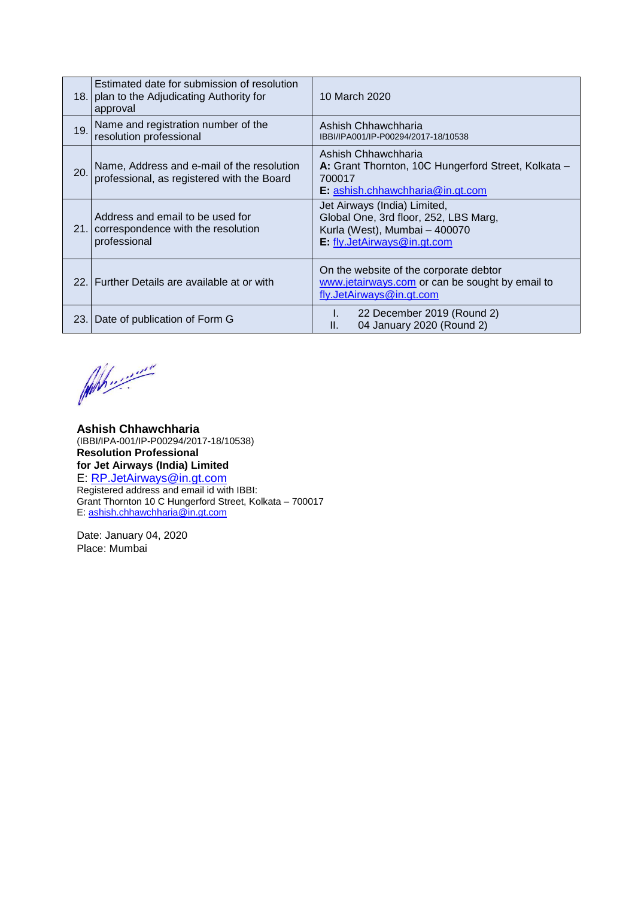| | | |
|---|---|---|
| 18. | Estimated date for submission of resolution plan to the Adjudicating Authority for approval | 10 March 2020 |
| 19. | Name and registration number of the resolution professional | Ashish Chhawchharia<br>IBBI/IPA001/IP-P00294/2017-18/10538 |
| 20. | Name, Address and e-mail of the resolution professional, as registered with the Board | Ashish Chhawchharia<br>**A:** Grant Thornton, 10C Hungerford Street, Kolkata – 700017<br>**E:** ashish.chhawchharia@in.gt.com |
| 21. | Address and email to be used for correspondence with the resolution professional | Jet Airways (India) Limited,<br>Global One, 3rd floor, 252, LBS Marg,<br>Kurla (West), Mumbai – 400070<br>**E:** fly.JetAirways@in.gt.com |
| 22. | Further Details are available at or with | On the website of the corporate debtor www.jetairways.com or can be sought by email to fly.JetAirways@in.gt.com |
| 23. | Date of publication of Form G | I. 22 December 2019 (Round 2)<br>II. 04 January 2020 (Round 2) |

**Ashish Chhawchharia**
(IBBI/IPA-001/IP-P00294/2017-18/10538)
**Resolution Professional**
**for Jet Airways (India) Limited**
E: RP.JetAirways@in.gt.com
Registered address and email id with IBBI:
Grant Thornton 10 C Hungerford Street, Kolkata – 700017
E: ashish.chhawchharia@in.gt.com

Date: January 04, 2020
Place: Mumbai